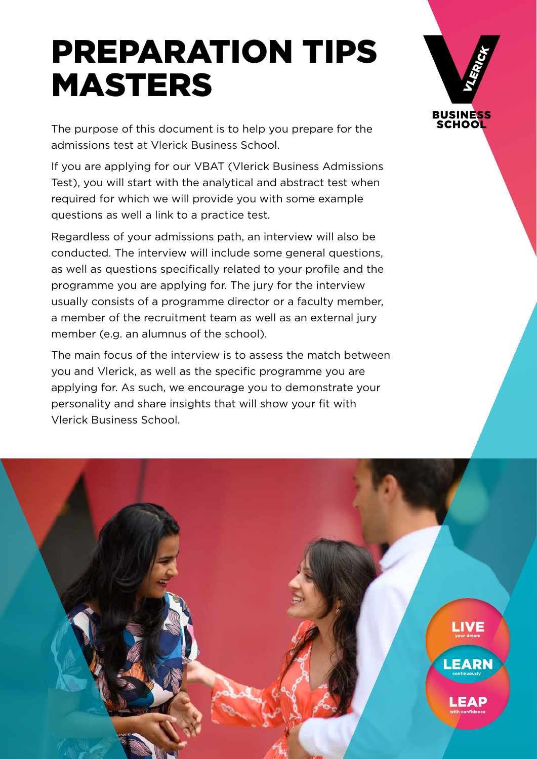# PREPARATION TIPS MASTERS

The purpose of this document is to help you prepare for the admissions test at Vlerick Business School.

If you are applying for our VBAT (Vlerick Business Admissions Test), you will start with the analytical and abstract test when required for which we will provide you with some example questions as well a link to a practice test.

Regardless of your admissions path, an interview will also be conducted. The interview will include some general questions, as well as questions specifically related to your profile and the programme you are applying for. The jury for the interview usually consists of a programme director or a faculty member, a member of the recruitment team as well as an external jury member (e.g. an alumnus of the school).

The main focus of the interview is to assess the match between you and Vlerick, as well as the specific programme you are applying for. As such, we encourage you to demonstrate your personality and share insights that will show your fit with Vlerick Business School.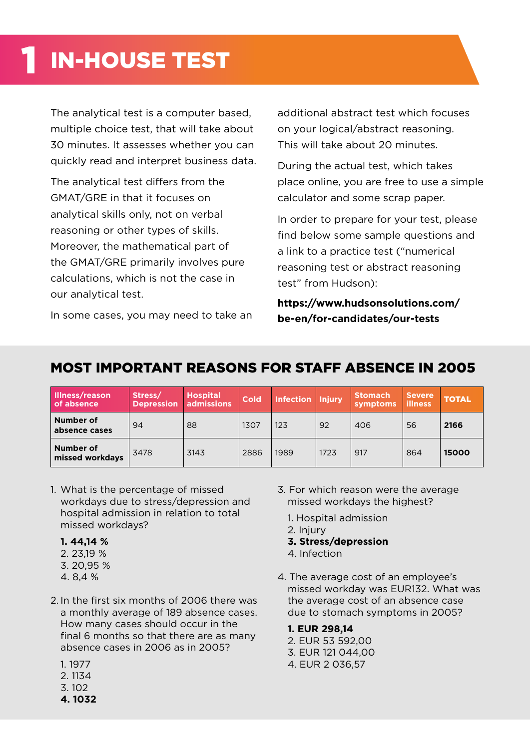# 1 IN-HOUSE TEST

The analytical test is a computer based, multiple choice test, that will take about 30 minutes. It assesses whether you can quickly read and interpret business data.

The analytical test differs from the GMAT/GRE in that it focuses on analytical skills only, not on verbal reasoning or other types of skills. Moreover, the mathematical part of the GMAT/GRE primarily involves pure calculations, which is not the case in our analytical test.

In some cases, you may need to take an additional abstract test which focuses on your logical/abstract reasoning. This will take about 20 minutes.

During the actual test, which takes place online, you are free to use a simple calculator and some scrap paper.

In order to prepare for your test, please find below some sample questions and a link to a practice test ("numerical reasoning test or abstract reasoning test" from Hudson):

**https://www.hudsonsolutions.com/be-en/for-candidates/our-tests**

## MOST IMPORTANT REASONS FOR STAFF ABSENCE IN 2005

| Illness/reason of absence | Stress/ Depression | Hospital admissions | Cold | Infection | Injury | Stomach symptoms | Severe illness | TOTAL |
|---|---|---|---|---|---|---|---|---|
| **Number of absence cases** | 94 | 88 | 1307 | 123 | 92 | 406 | 56 | **2166** |
| **Number of missed workdays** | 3478 | 3143 | 2886 | 1989 | 1723 | 917 | 864 | **15000** |

1. What is the percentage of missed workdays due to stress/depression and hospital admission in relation to total missed workdays?

   **1. 44,14 %**
   2. 23,19 %
   3. 20,95 %
   4. 8,4 %

2. In the first six months of 2006 there was a monthly average of 189 absence cases. How many cases should occur in the final 6 months so that there are as many absence cases in 2006 as in 2005?

   1. 1977
   2. 1134
   3. 102
   **4. 1032**

3. For which reason were the average missed workdays the highest?

   1. Hospital admission
   2. Injury
   **3. Stress/depression**
   4. Infection

4. The average cost of an employee's missed workday was EUR132. What was the average cost of an absence case due to stomach symptoms in 2005?

   **1. EUR 298,14**
   2. EUR 53 592,00
   3. EUR 121 044,00
   4. EUR 2 036,57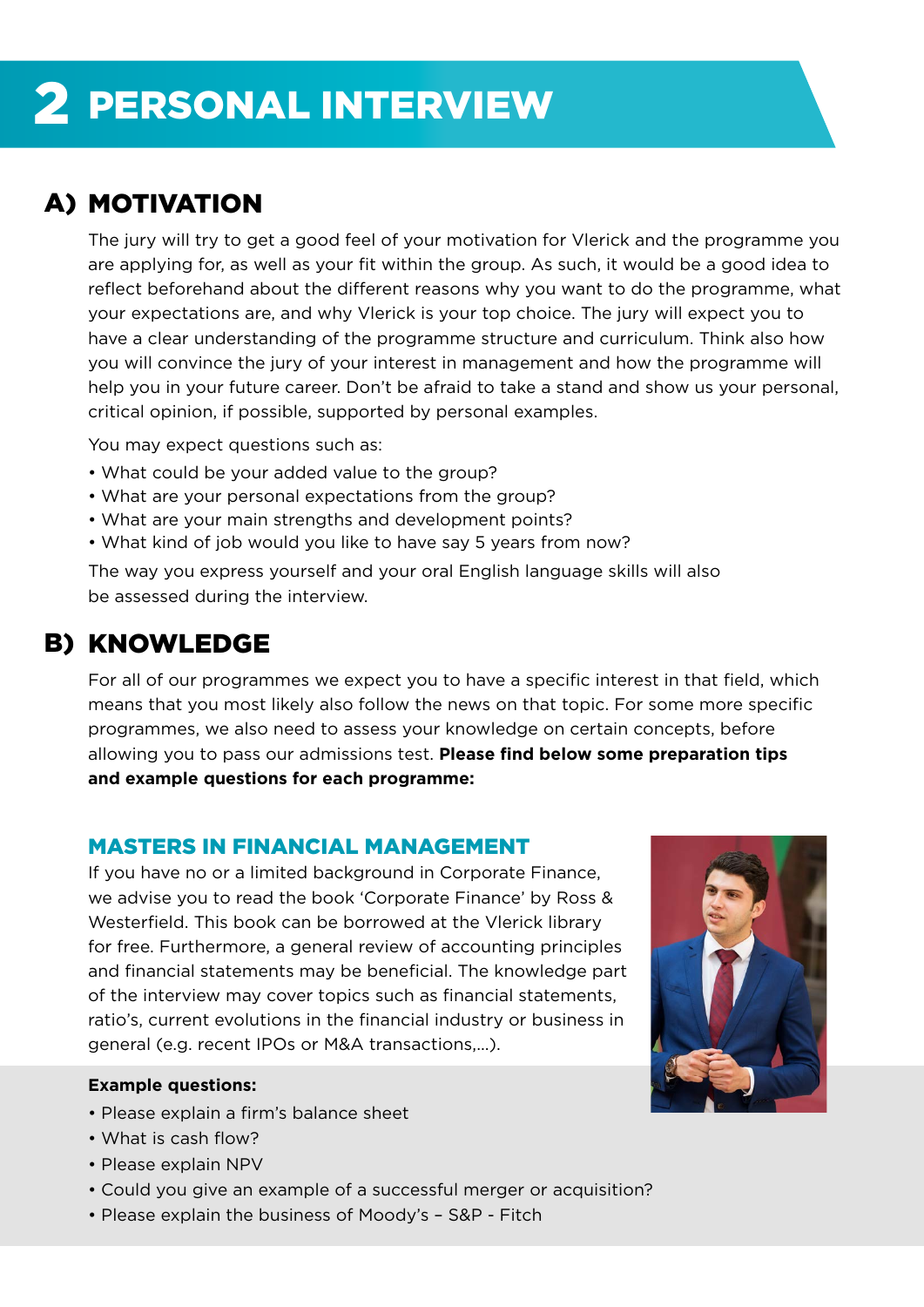# 2 PERSONAL INTERVIEW

## A) MOTIVATION

The jury will try to get a good feel of your motivation for Vlerick and the programme you are applying for, as well as your fit within the group. As such, it would be a good idea to reflect beforehand about the different reasons why you want to do the programme, what your expectations are, and why Vlerick is your top choice. The jury will expect you to have a clear understanding of the programme structure and curriculum. Think also how you will convince the jury of your interest in management and how the programme will help you in your future career. Don't be afraid to take a stand and show us your personal, critical opinion, if possible, supported by personal examples.

You may expect questions such as:

- What could be your added value to the group?
- What are your personal expectations from the group?
- What are your main strengths and development points?
- What kind of job would you like to have say 5 years from now?

The way you express yourself and your oral English language skills will also be assessed during the interview.

## B) KNOWLEDGE

For all of our programmes we expect you to have a specific interest in that field, which means that you most likely also follow the news on that topic. For some more specific programmes, we also need to assess your knowledge on certain concepts, before allowing you to pass our admissions test. **Please find below some preparation tips and example questions for each programme:**

### MASTERS IN FINANCIAL MANAGEMENT

If you have no or a limited background in Corporate Finance, we advise you to read the book 'Corporate Finance' by Ross & Westerfield. This book can be borrowed at the Vlerick library for free. Furthermore, a general review of accounting principles and financial statements may be beneficial. The knowledge part of the interview may cover topics such as financial statements, ratio's, current evolutions in the financial industry or business in general (e.g. recent IPOs or M&A transactions,...).

**Example questions:**

- Please explain a firm's balance sheet
- What is cash flow?
- Please explain NPV
- Could you give an example of a successful merger or acquisition?
- Please explain the business of Moody's – S&P - Fitch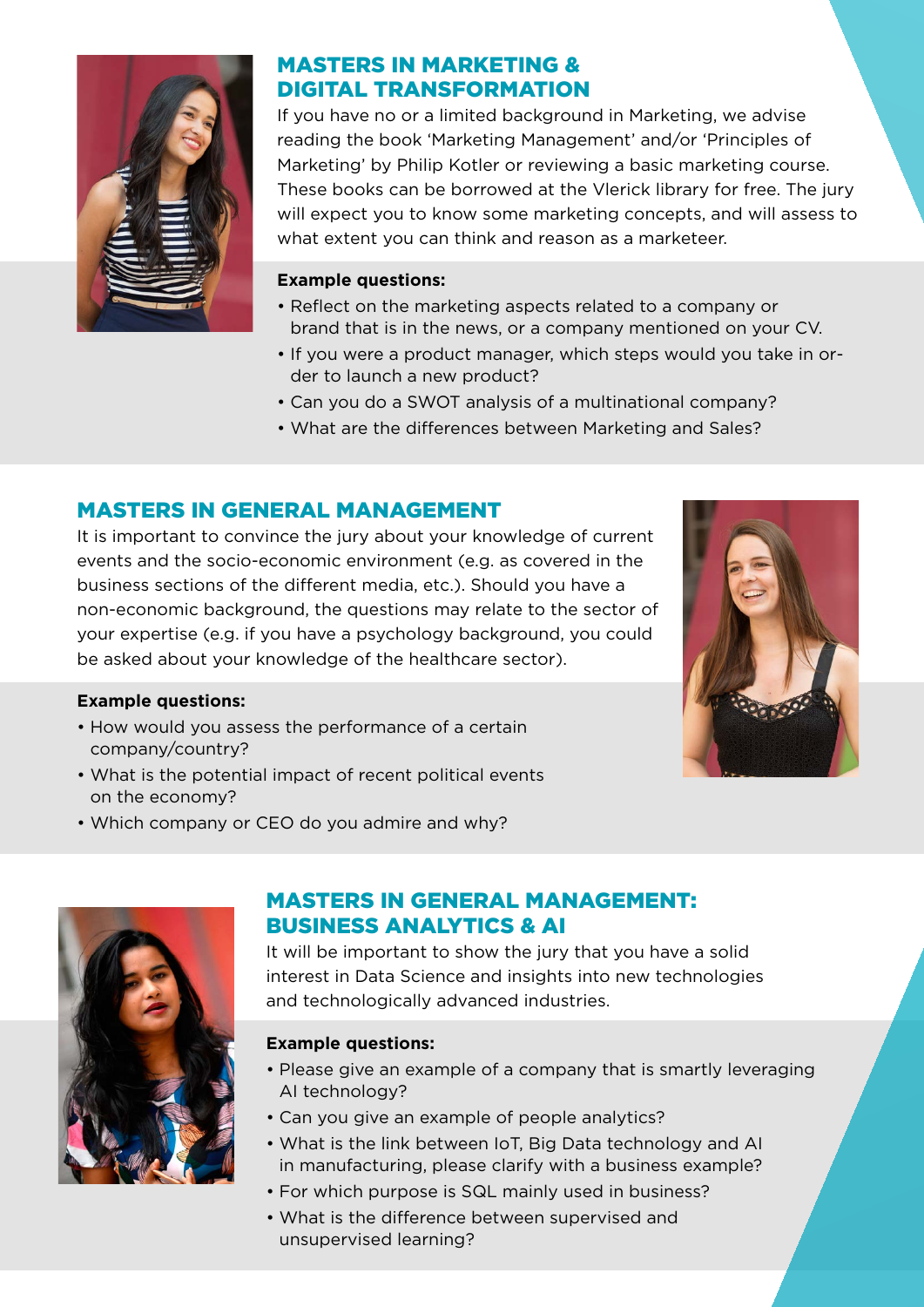## MASTERS IN MARKETING & DIGITAL TRANSFORMATION

If you have no or a limited background in Marketing, we advise reading the book 'Marketing Management' and/or 'Principles of Marketing' by Philip Kotler or reviewing a basic marketing course. These books can be borrowed at the Vlerick library for free. The jury will expect you to know some marketing concepts, and will assess to what extent you can think and reason as a marketeer.

**Example questions:**

- Reflect on the marketing aspects related to a company or brand that is in the news, or a company mentioned on your CV.
- If you were a product manager, which steps would you take in order to launch a new product?
- Can you do a SWOT analysis of a multinational company?
- What are the differences between Marketing and Sales?

## MASTERS IN GENERAL MANAGEMENT

It is important to convince the jury about your knowledge of current events and the socio-economic environment (e.g. as covered in the business sections of the different media, etc.). Should you have a non-economic background, the questions may relate to the sector of your expertise (e.g. if you have a psychology background, you could be asked about your knowledge of the healthcare sector).

**Example questions:**

- How would you assess the performance of a certain company/country?
- What is the potential impact of recent political events on the economy?
- Which company or CEO do you admire and why?

## MASTERS IN GENERAL MANAGEMENT: BUSINESS ANALYTICS & AI

It will be important to show the jury that you have a solid interest in Data Science and insights into new technologies and technologically advanced industries.

**Example questions:**

- Please give an example of a company that is smartly leveraging AI technology?
- Can you give an example of people analytics?
- What is the link between IoT, Big Data technology and AI in manufacturing, please clarify with a business example?
- For which purpose is SQL mainly used in business?
- What is the difference between supervised and unsupervised learning?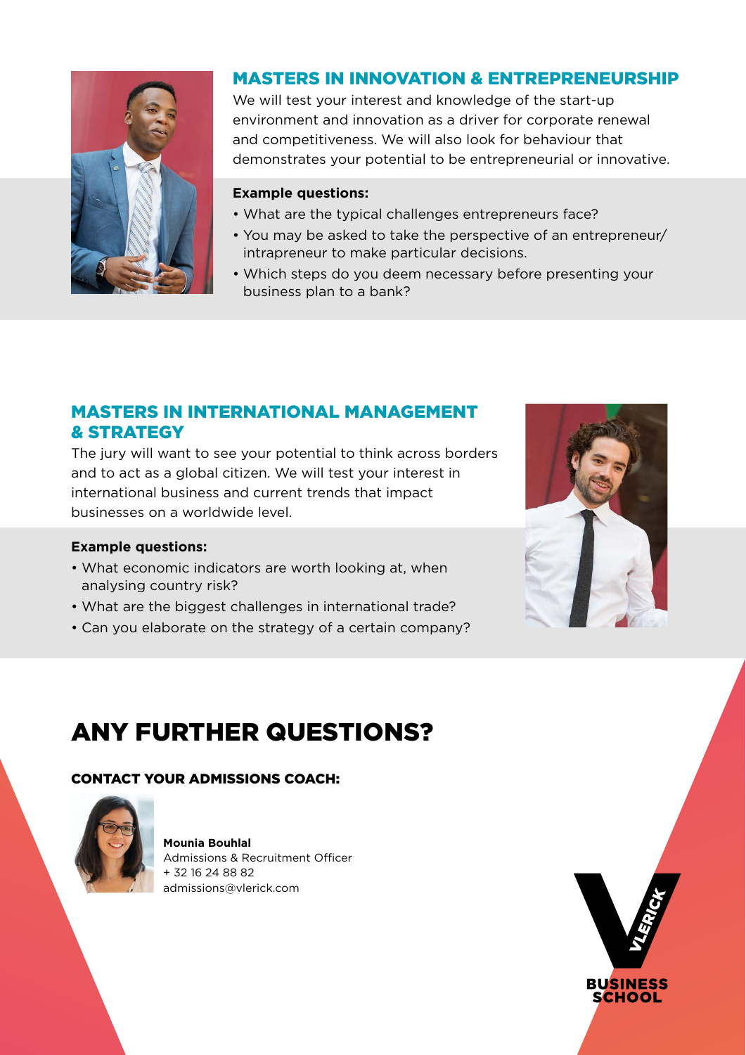## MASTERS IN INNOVATION & ENTREPRENEURSHIP

We will test your interest and knowledge of the start-up environment and innovation as a driver for corporate renewal and competitiveness. We will also look for behaviour that demonstrates your potential to be entrepreneurial or innovative.

**Example questions:**

- What are the typical challenges entrepreneurs face?
- You may be asked to take the perspective of an entrepreneur/ intrapreneur to make particular decisions.
- Which steps do you deem necessary before presenting your business plan to a bank?

## MASTERS IN INTERNATIONAL MANAGEMENT & STRATEGY

The jury will want to see your potential to think across borders and to act as a global citizen. We will test your interest in international business and current trends that impact businesses on a worldwide level.

**Example questions:**

- What economic indicators are worth looking at, when analysing country risk?
- What are the biggest challenges in international trade?
- Can you elaborate on the strategy of a certain company?

# ANY FURTHER QUESTIONS?

### CONTACT YOUR ADMISSIONS COACH:

**Mounia Bouhlal**
Admissions & Recruitment Officer
+ 32 16 24 88 82
admissions@vlerick.com

VLERICK BUSINESS SCHOOL